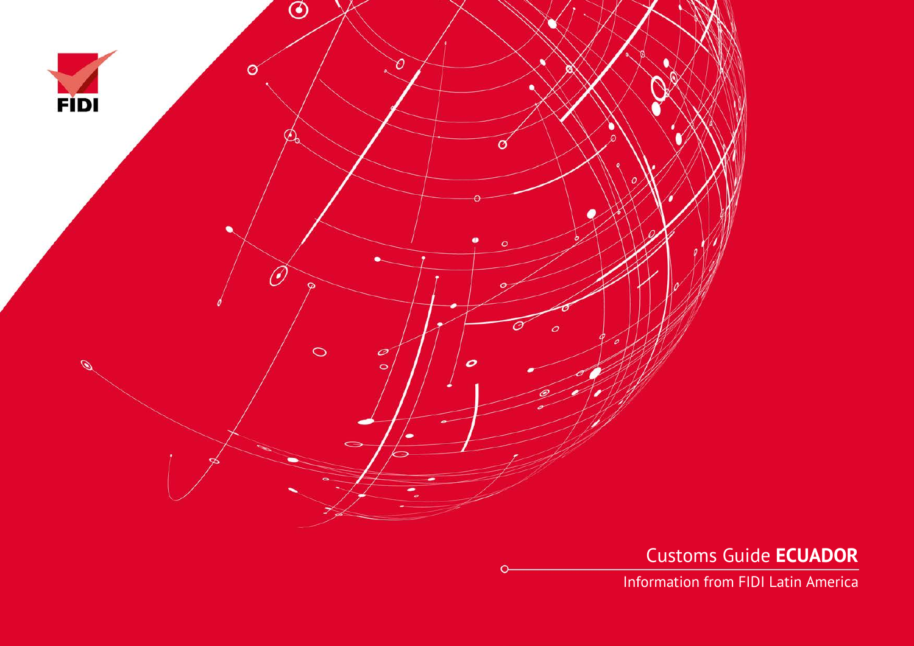FIDI

# Customs Guide **ECUADOR**

Information from FIDI Latin America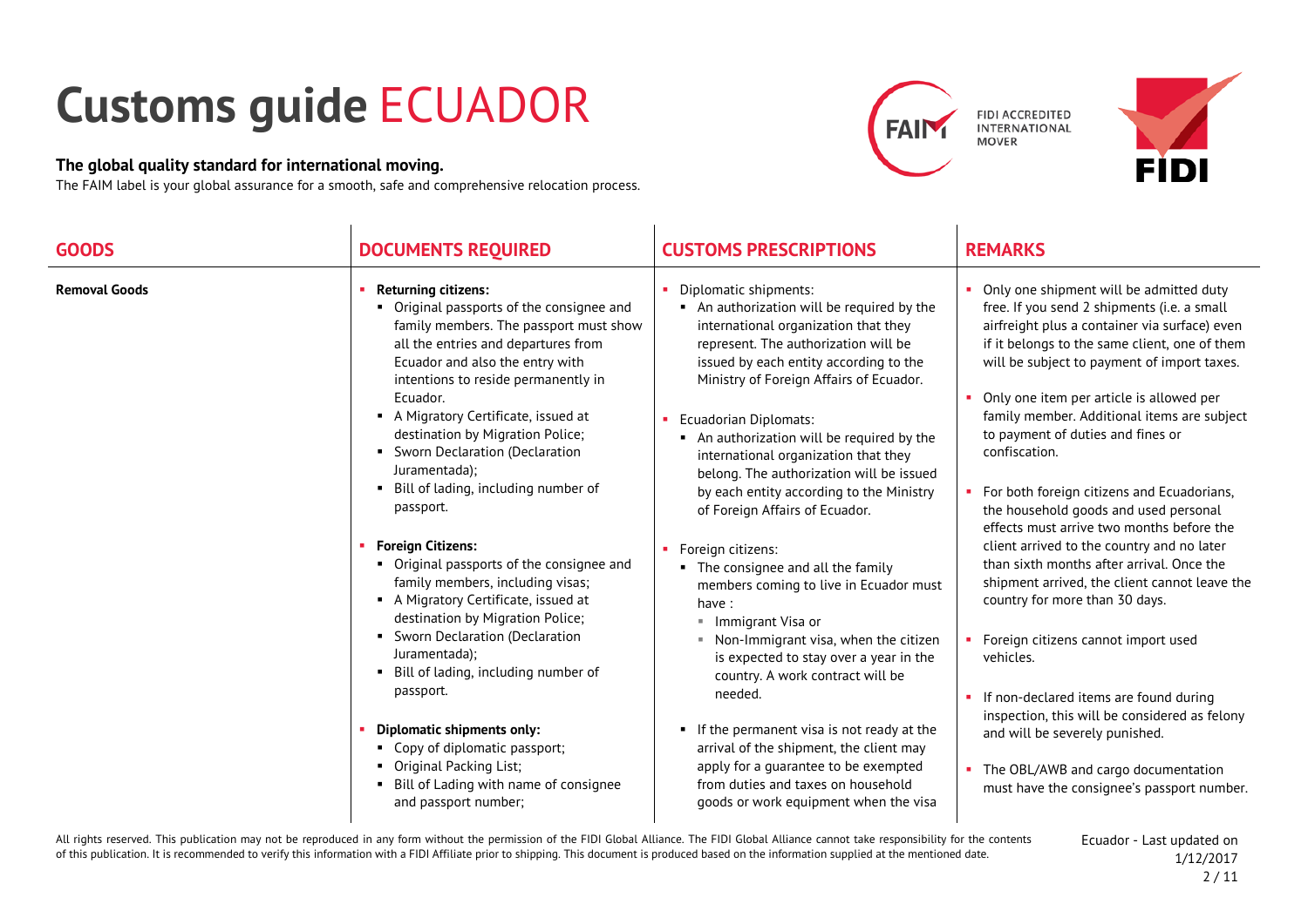# Customs guide ECUADOR

**The global quality standard for international moving.**

The FAIM label is your global assurance for a smooth, safe and comprehensive relocation process.

FIDI ACCREDITED INTERNATIONAL MOVER

| GOODS | DOCUMENTS REQUIRED | CUSTOMS PRESCRIPTIONS | REMARKS |
|---|---|---|---|
| **Removal Goods** | ▪ **Returning citizens:**<br>▪ Original passports of the consignee and family members. The passport must show all the entries and departures from Ecuador and also the entry with intentions to reside permanently in Ecuador.<br>▪ A Migratory Certificate, issued at destination by Migration Police;<br>▪ Sworn Declaration (Declaration Juramentada);<br>▪ Bill of lading, including number of passport.<br><br>▪ **Foreign Citizens:**<br>▪ Original passports of the consignee and family members, including visas;<br>▪ A Migratory Certificate, issued at destination by Migration Police;<br>▪ Sworn Declaration (Declaration Juramentada);<br>▪ Bill of lading, including number of passport.<br><br>▪ **Diplomatic shipments only:**<br>▪ Copy of diplomatic passport;<br>▪ Original Packing List;<br>▪ Bill of Lading with name of consignee and passport number; | ▪ Diplomatic shipments:<br>▪ An authorization will be required by the international organization that they represent. The authorization will be issued by each entity according to the Ministry of Foreign Affairs of Ecuador.<br><br>▪ Ecuadorian Diplomats:<br>▪ An authorization will be required by the international organization that they belong. The authorization will be issued by each entity according to the Ministry of Foreign Affairs of Ecuador.<br><br>▪ Foreign citizens:<br>▪ The consignee and all the family members coming to live in Ecuador must have :<br>▪ Immigrant Visa or<br>▪ Non-Immigrant visa, when the citizen is expected to stay over a year in the country. A work contract will be needed.<br><br>▪ If the permanent visa is not ready at the arrival of the shipment, the client may apply for a guarantee to be exempted from duties and taxes on household goods or work equipment when the visa | ▪ Only one shipment will be admitted duty free. If you send 2 shipments (i.e. a small airfreight plus a container via surface) even if it belongs to the same client, one of them will be subject to payment of import taxes.<br><br>▪ Only one item per article is allowed per family member. Additional items are subject to payment of duties and fines or confiscation.<br><br>▪ For both foreign citizens and Ecuadorians, the household goods and used personal effects must arrive two months before the client arrived to the country and no later than sixth months after arrival. Once the shipment arrived, the client cannot leave the country for more than 30 days.<br><br>▪ Foreign citizens cannot import used vehicles.<br><br>▪ If non-declared items are found during inspection, this will be considered as felony and will be severely punished.<br><br>▪ The OBL/AWB and cargo documentation must have the consignee's passport number. |

All rights reserved. This publication may not be reproduced in any form without the permission of the FIDI Global Alliance. The FIDI Global Alliance cannot take responsibility for the contents of this publication. It is recommended to verify this information with a FIDI Affiliate prior to shipping. This document is produced based on the information supplied at the mentioned date.

Ecuador - Last updated on 1/12/2017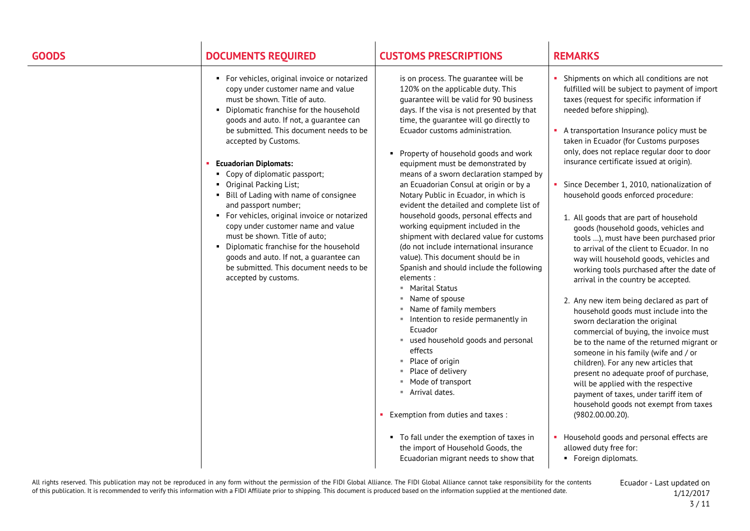| GOODS | DOCUMENTS REQUIRED | CUSTOMS PRESCRIPTIONS | REMARKS |
|---|---|---|---|
| | ▪ For vehicles, original invoice or notarized copy under customer name and value must be shown. Title of auto.<br>▪ Diplomatic franchise for the household goods and auto. If not, a guarantee can be submitted. This document needs to be accepted by Customs.<br><br>▪ **Ecuadorian Diplomats:**<br>▪ Copy of diplomatic passport;<br>▪ Original Packing List;<br>▪ Bill of Lading with name of consignee and passport number;<br>▪ For vehicles, original invoice or notarized copy under customer name and value must be shown. Title of auto;<br>▪ Diplomatic franchise for the household goods and auto. If not, a guarantee can be submitted. This document needs to be accepted by customs. | is on process. The guarantee will be 120% on the applicable duty. This guarantee will be valid for 90 business days. If the visa is not presented by that time, the guarantee will go directly to Ecuador customs administration.<br><br>▪ Property of household goods and work equipment must be demonstrated by means of a sworn declaration stamped by an Ecuadorian Consul at origin or by a Notary Public in Ecuador, in which is evident the detailed and complete list of household goods, personal effects and working equipment included in the shipment with declared value for customs (do not include international insurance value). This document should be in Spanish and should include the following elements :<br>▪ Marital Status<br>▪ Name of spouse<br>▪ Name of family members<br>▪ Intention to reside permanently in Ecuador<br>▪ used household goods and personal effects<br>▪ Place of origin<br>▪ Place of delivery<br>▪ Mode of transport<br>▪ Arrival dates.<br><br>▪ Exemption from duties and taxes :<br><br>▪ To fall under the exemption of taxes in the import of Household Goods, the Ecuadorian migrant needs to show that | ▪ Shipments on which all conditions are not fulfilled will be subject to payment of import taxes (request for specific information if needed before shipping).<br><br>▪ A transportation Insurance policy must be taken in Ecuador (for Customs purposes only, does not replace regular door to door insurance certificate issued at origin).<br><br>▪ Since December 1, 2010, nationalization of household goods enforced procedure:<br><br>1. All goods that are part of household goods (household goods, vehicles and tools …), must have been purchased prior to arrival of the client to Ecuador. In no way will household goods, vehicles and working tools purchased after the date of arrival in the country be accepted.<br><br>2. Any new item being declared as part of household goods must include into the sworn declaration the original commercial of buying, the invoice must be to the name of the returned migrant or someone in his family (wife and / or children). For any new articles that present no adequate proof of purchase, will be applied with the respective payment of taxes, under tariff item of household goods not exempt from taxes (9802.00.00.20).<br><br>▪ Household goods and personal effects are allowed duty free for:<br>▪ Foreign diplomats. |

All rights reserved. This publication may not be reproduced in any form without the permission of the FIDI Global Alliance. The FIDI Global Alliance cannot take responsibility for the contents of this publication. It is recommended to verify this information with a FIDI Affiliate prior to shipping. This document is produced based on the information supplied at the mentioned date.

Ecuador - Last updated on 1/12/2017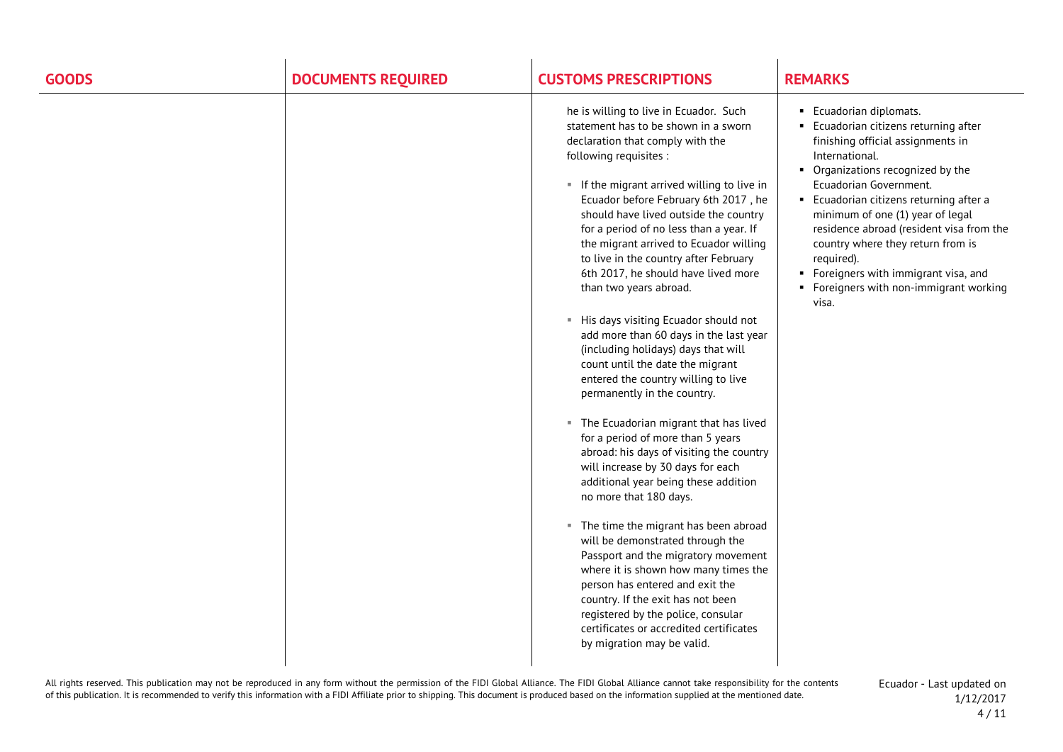| GOODS | DOCUMENTS REQUIRED | CUSTOMS PRESCRIPTIONS | REMARKS |
|---|---|---|---|
| | | he is willing to live in Ecuador. Such statement has to be shown in a sworn declaration that comply with the following requisites :<br><br>▪ If the migrant arrived willing to live in Ecuador before February 6th 2017 , he should have lived outside the country for a period of no less than a year. If the migrant arrived to Ecuador willing to live in the country after February 6th 2017, he should have lived more than two years abroad.<br><br>▪ His days visiting Ecuador should not add more than 60 days in the last year (including holidays) days that will count until the date the migrant entered the country willing to live permanently in the country.<br><br>▪ The Ecuadorian migrant that has lived for a period of more than 5 years abroad: his days of visiting the country will increase by 30 days for each additional year being these addition no more that 180 days.<br><br>▪ The time the migrant has been abroad will be demonstrated through the Passport and the migratory movement where it is shown how many times the person has entered and exit the country. If the exit has not been registered by the police, consular certificates or accredited certificates by migration may be valid. | ▪ Ecuadorian diplomats.<br>▪ Ecuadorian citizens returning after finishing official assignments in International.<br>▪ Organizations recognized by the Ecuadorian Government.<br>▪ Ecuadorian citizens returning after a minimum of one (1) year of legal residence abroad (resident visa from the country where they return from is required).<br>▪ Foreigners with immigrant visa, and<br>▪ Foreigners with non-immigrant working visa. |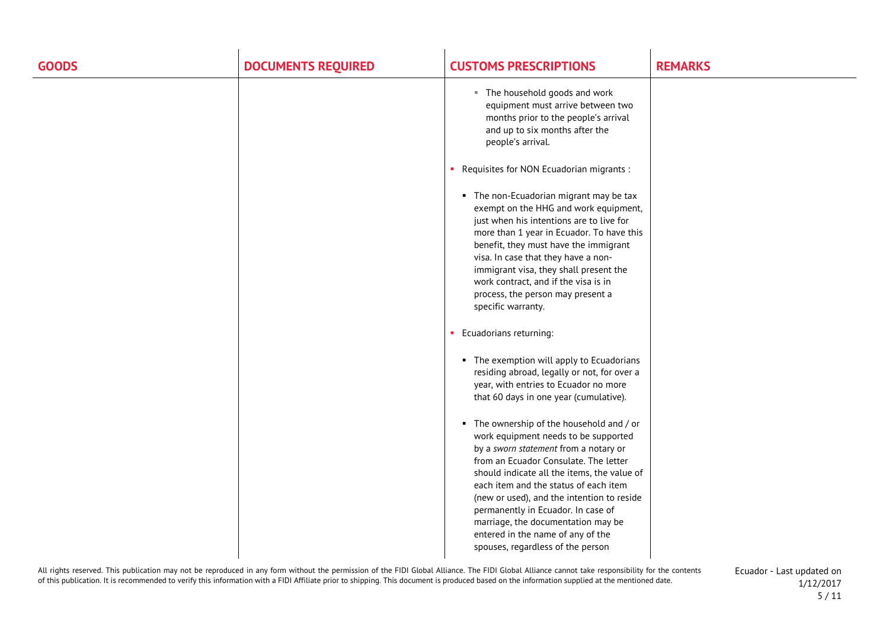| GOODS | DOCUMENTS REQUIRED | CUSTOMS PRESCRIPTIONS | REMARKS |
|---|---|---|---|
| | | ▪ The household goods and work equipment must arrive between two months prior to the people's arrival and up to six months after the people's arrival.<br><br>▪ Requisites for NON Ecuadorian migrants :<br><br>▪ The non-Ecuadorian migrant may be tax exempt on the HHG and work equipment, just when his intentions are to live for more than 1 year in Ecuador. To have this benefit, they must have the immigrant visa. In case that they have a non-immigrant visa, they shall present the work contract, and if the visa is in process, the person may present a specific warranty.<br><br>▪ Ecuadorians returning:<br><br>▪ The exemption will apply to Ecuadorians residing abroad, legally or not, for over a year, with entries to Ecuador no more that 60 days in one year (cumulative).<br><br>▪ The ownership of the household and / or work equipment needs to be supported by a *sworn statement* from a notary or from an Ecuador Consulate. The letter should indicate all the items, the value of each item and the status of each item (new or used), and the intention to reside permanently in Ecuador. In case of marriage, the documentation may be entered in the name of any of the spouses, regardless of the person | |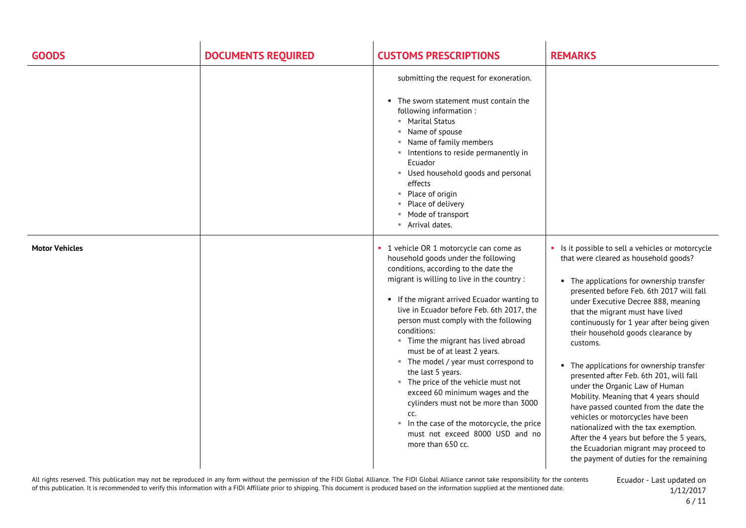| GOODS | DOCUMENTS REQUIRED | CUSTOMS PRESCRIPTIONS | REMARKS |
|---|---|---|---|
| | | submitting the request for exoneration.<br><br>▪ The sworn statement must contain the following information :<br>▫ Marital Status<br>▫ Name of spouse<br>▫ Name of family members<br>▫ Intentions to reside permanently in Ecuador<br>▫ Used household goods and personal effects<br>▫ Place of origin<br>▫ Place of delivery<br>▫ Mode of transport<br>▫ Arrival dates. | |
| **Motor Vehicles** | | ▪ 1 vehicle OR 1 motorcycle can come as household goods under the following conditions, according to the date the migrant is willing to live in the country :<br><br>▪ If the migrant arrived Ecuador wanting to live in Ecuador before Feb. 6th 2017, the person must comply with the following conditions:<br>▫ Time the migrant has lived abroad must be of at least 2 years.<br>▫ The model / year must correspond to the last 5 years.<br>▫ The price of the vehicle must not exceed 60 minimum wages and the cylinders must not be more than 3000 cc.<br>▫ In the case of the motorcycle, the price must not exceed 8000 USD and no more than 650 cc. | ▪ Is it possible to sell a vehicles or motorcycle that were cleared as household goods?<br><br>▪ The applications for ownership transfer presented before Feb. 6th 2017 will fall under Executive Decree 888, meaning that the migrant must have lived continuously for 1 year after being given their household goods clearance by customs.<br><br>▪ The applications for ownership transfer presented after Feb. 6th 201, will fall under the Organic Law of Human Mobility. Meaning that 4 years should have passed counted from the date the vehicles or motorcycles have been nationalized with the tax exemption. After the 4 years but before the 5 years, the Ecuadorian migrant may proceed to the payment of duties for the remaining |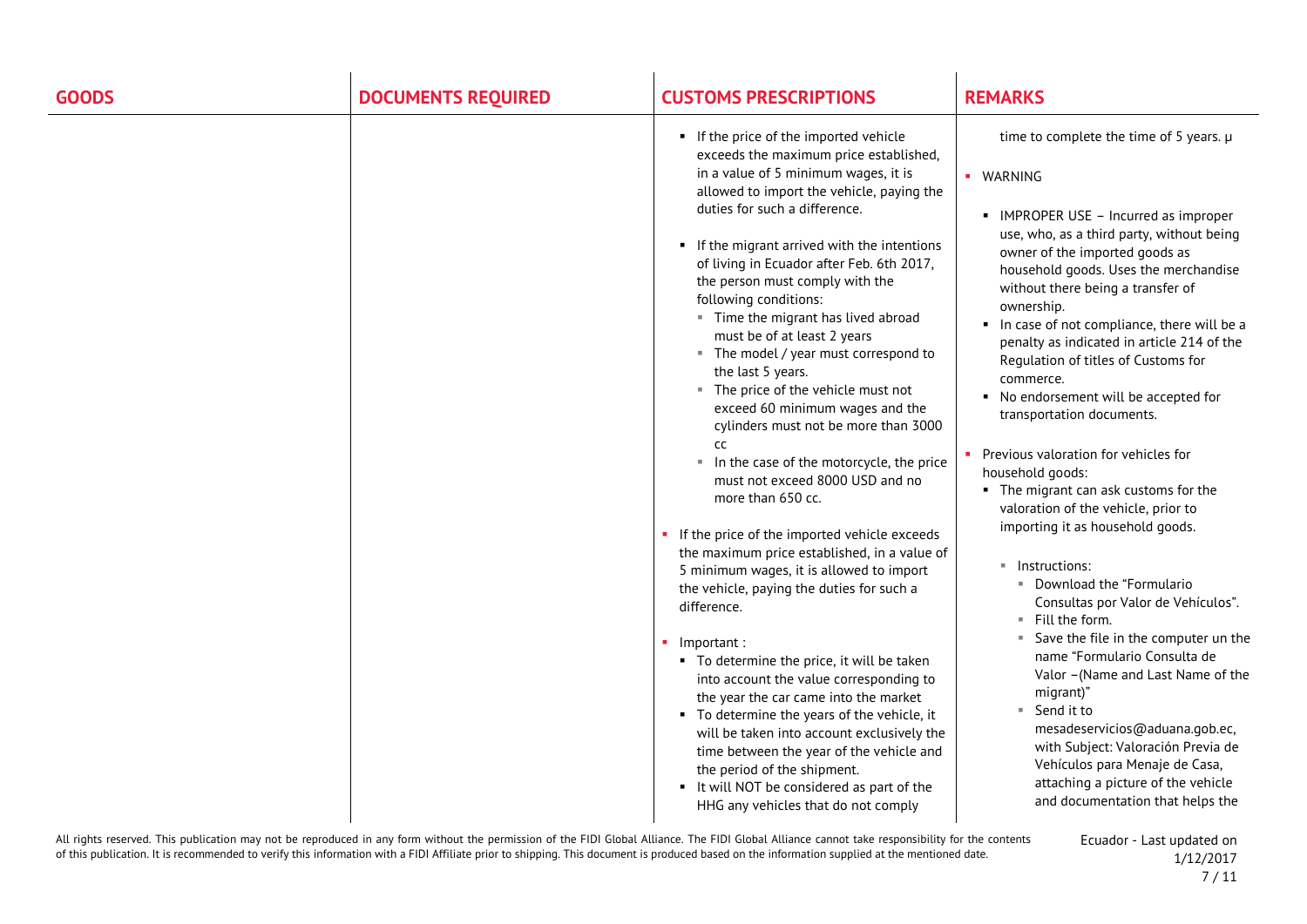| GOODS | DOCUMENTS REQUIRED | CUSTOMS PRESCRIPTIONS | REMARKS |
|---|---|---|---|
| | | ▪ If the price of the imported vehicle exceeds the maximum price established, in a value of 5 minimum wages, it is allowed to import the vehicle, paying the duties for such a difference.<br><br>▪ If the migrant arrived with the intentions of living in Ecuador after Feb. 6th 2017, the person must comply with the following conditions:<br>▪ Time the migrant has lived abroad must be of at least 2 years<br>▪ The model / year must correspond to the last 5 years.<br>▪ The price of the vehicle must not exceed 60 minimum wages and the cylinders must not be more than 3000 cc<br>▪ In the case of the motorcycle, the price must not exceed 8000 USD and no more than 650 cc.<br><br>▪ If the price of the imported vehicle exceeds the maximum price established, in a value of 5 minimum wages, it is allowed to import the vehicle, paying the duties for such a difference.<br><br>▪ Important :<br>▪ To determine the price, it will be taken into account the value corresponding to the year the car came into the market<br>▪ To determine the years of the vehicle, it will be taken into account exclusively the time between the year of the vehicle and the period of the shipment.<br>▪ It will NOT be considered as part of the HHG any vehicles that do not comply | time to complete the time of 5 years. µ<br><br>▪ WARNING<br><br>▪ IMPROPER USE – Incurred as improper use, who, as a third party, without being owner of the imported goods as household goods. Uses the merchandise without there being a transfer of ownership.<br>▪ In case of not compliance, there will be a penalty as indicated in article 214 of the Regulation of titles of Customs for commerce.<br>▪ No endorsement will be accepted for transportation documents.<br><br>▪ Previous valoration for vehicles for household goods:<br>▪ The migrant can ask customs for the valoration of the vehicle, prior to importing it as household goods.<br><br>▪ Instructions:<br>▪ Download the "Formulario Consultas por Valor de Vehículos".<br>▪ Fill the form.<br>▪ Save the file in the computer un the name "Formulario Consulta de Valor –(Name and Last Name of the migrant)"<br>▪ Send it to mesadeservicios@aduana.gob.ec, with Subject: Valoración Previa de Vehículos para Menaje de Casa, attaching a picture of the vehicle and documentation that helps the |

All rights reserved. This publication may not be reproduced in any form without the permission of the FIDI Global Alliance. The FIDI Global Alliance cannot take responsibility for the contents of this publication. It is recommended to verify this information with a FIDI Affiliate prior to shipping. This document is produced based on the information supplied at the mentioned date.

Ecuador - Last updated on 1/12/2017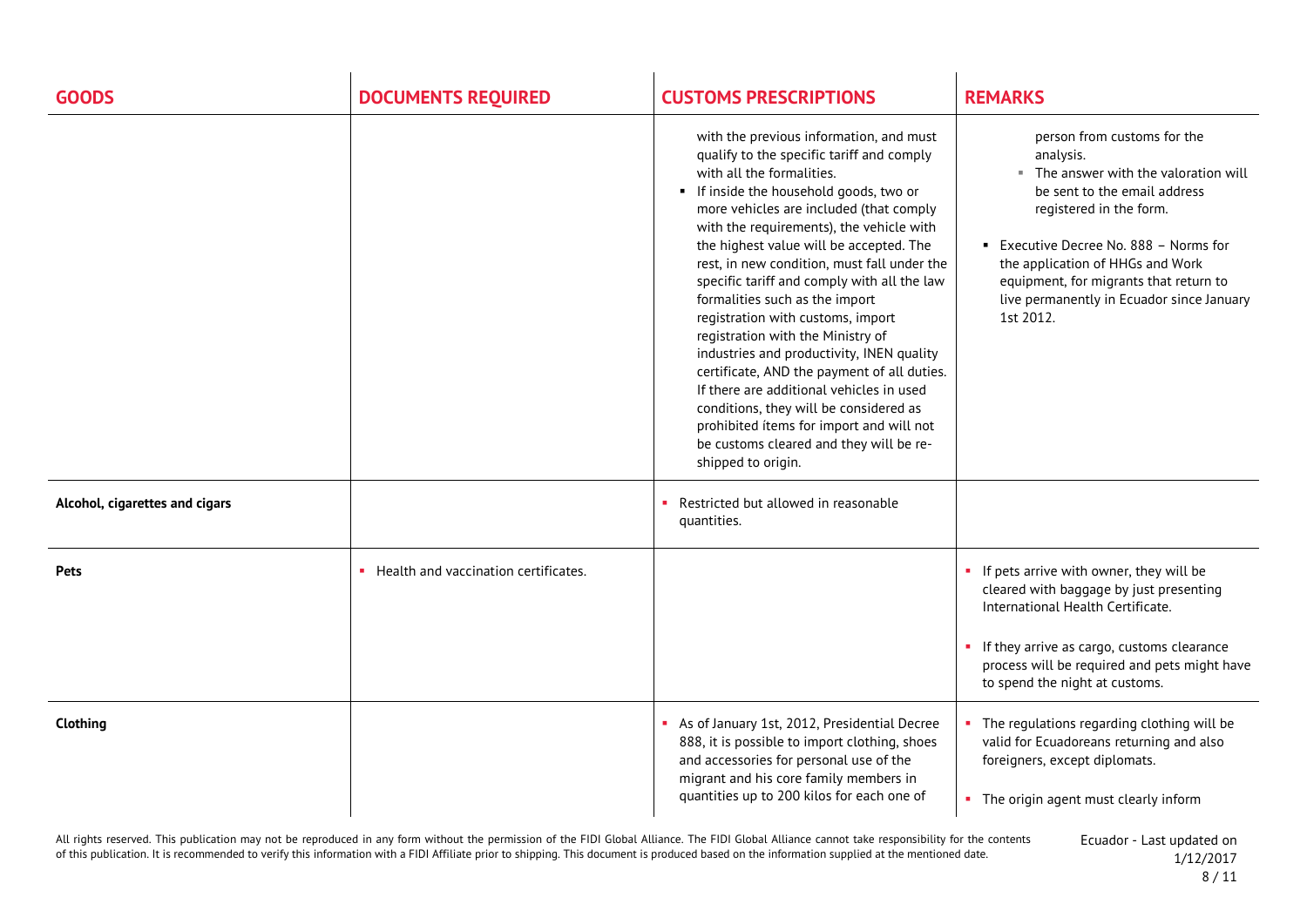| GOODS | DOCUMENTS REQUIRED | CUSTOMS PRESCRIPTIONS | REMARKS |
|---|---|---|---|
| | | with the previous information, and must qualify to the specific tariff and comply with all the formalities.<br>▪ If inside the household goods, two or more vehicles are included (that comply with the requirements), the vehicle with the highest value will be accepted. The rest, in new condition, must fall under the specific tariff and comply with all the law formalities such as the import registration with customs, import registration with the Ministry of industries and productivity, INEN quality certificate, AND the payment of all duties. If there are additional vehicles in used conditions, they will be considered as prohibited ítems for import and will not be customs cleared and they will be re-shipped to origin. | person from customs for the analysis.<br>▪ The answer with the valoration will be sent to the email address registered in the form.<br>▪ Executive Decree No. 888 – Norms for the application of HHGs and Work equipment, for migrants that return to live permanently in Ecuador since January 1st 2012. |
| **Alcohol, cigarettes and cigars** | | ▪ Restricted but allowed in reasonable quantities. | |
| **Pets** | ▪ Health and vaccination certificates. | | ▪ If pets arrive with owner, they will be cleared with baggage by just presenting International Health Certificate.<br>▪ If they arrive as cargo, customs clearance process will be required and pets might have to spend the night at customs. |
| **Clothing** | | ▪ As of January 1st, 2012, Presidential Decree 888, it is possible to import clothing, shoes and accessories for personal use of the migrant and his core family members in quantities up to 200 kilos for each one of | ▪ The regulations regarding clothing will be valid for Ecuadoreans returning and also foreigners, except diplomats.<br>▪ The origin agent must clearly inform |

All rights reserved. This publication may not be reproduced in any form without the permission of the FIDI Global Alliance. The FIDI Global Alliance cannot take responsibility for the contents of this publication. It is recommended to verify this information with a FIDI Affiliate prior to shipping. This document is produced based on the information supplied at the mentioned date.

Ecuador - Last updated on 1/12/2017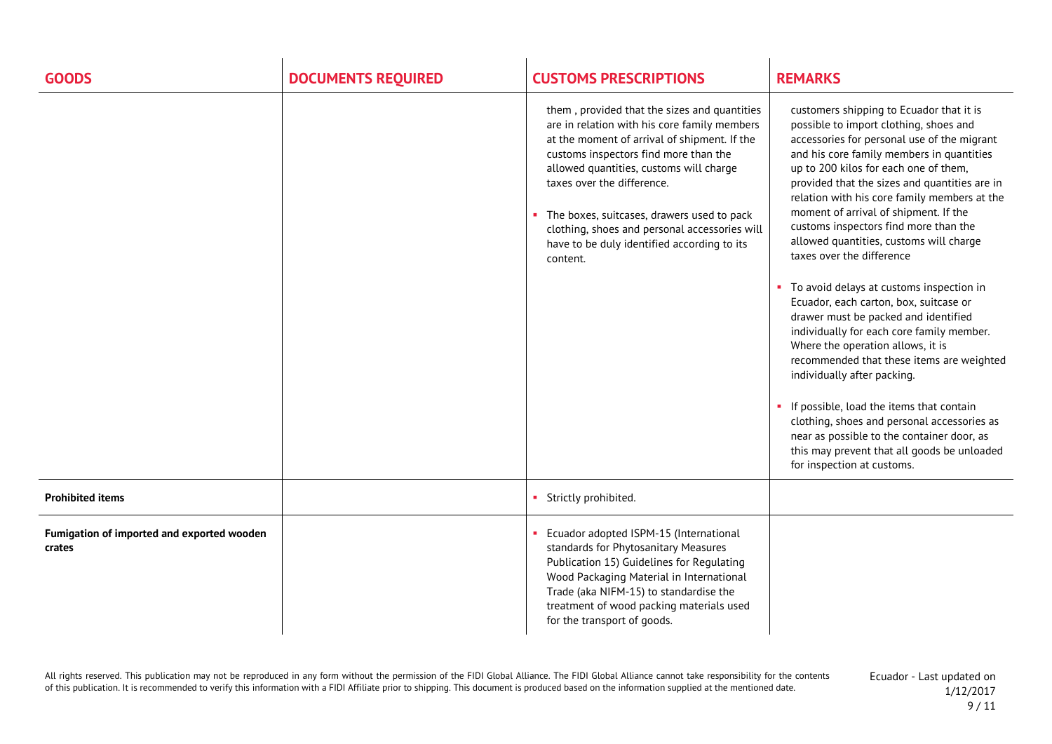| GOODS | DOCUMENTS REQUIRED | CUSTOMS PRESCRIPTIONS | REMARKS |
|---|---|---|---|
| | | them , provided that the sizes and quantities are in relation with his core family members at the moment of arrival of shipment. If the customs inspectors find more than the allowed quantities, customs will charge taxes over the difference.<br><br>▪ The boxes, suitcases, drawers used to pack clothing, shoes and personal accessories will have to be duly identified according to its content. | customers shipping to Ecuador that it is possible to import clothing, shoes and accessories for personal use of the migrant and his core family members in quantities up to 200 kilos for each one of them, provided that the sizes and quantities are in relation with his core family members at the moment of arrival of shipment. If the customs inspectors find more than the allowed quantities, customs will charge taxes over the difference<br><br>▪ To avoid delays at customs inspection in Ecuador, each carton, box, suitcase or drawer must be packed and identified individually for each core family member. Where the operation allows, it is recommended that these items are weighted individually after packing.<br><br>▪ If possible, load the items that contain clothing, shoes and personal accessories as near as possible to the container door, as this may prevent that all goods be unloaded for inspection at customs. |
| **Prohibited items** | | ▪ Strictly prohibited. | |
| **Fumigation of imported and exported wooden crates** | | ▪ Ecuador adopted ISPM-15 (International standards for Phytosanitary Measures Publication 15) Guidelines for Regulating Wood Packaging Material in International Trade (aka NIFM-15) to standardise the treatment of wood packing materials used for the transport of goods. | |

All rights reserved. This publication may not be reproduced in any form without the permission of the FIDI Global Alliance. The FIDI Global Alliance cannot take responsibility for the contents of this publication. It is recommended to verify this information with a FIDI Affiliate prior to shipping. This document is produced based on the information supplied at the mentioned date.

Ecuador - Last updated on 1/12/2017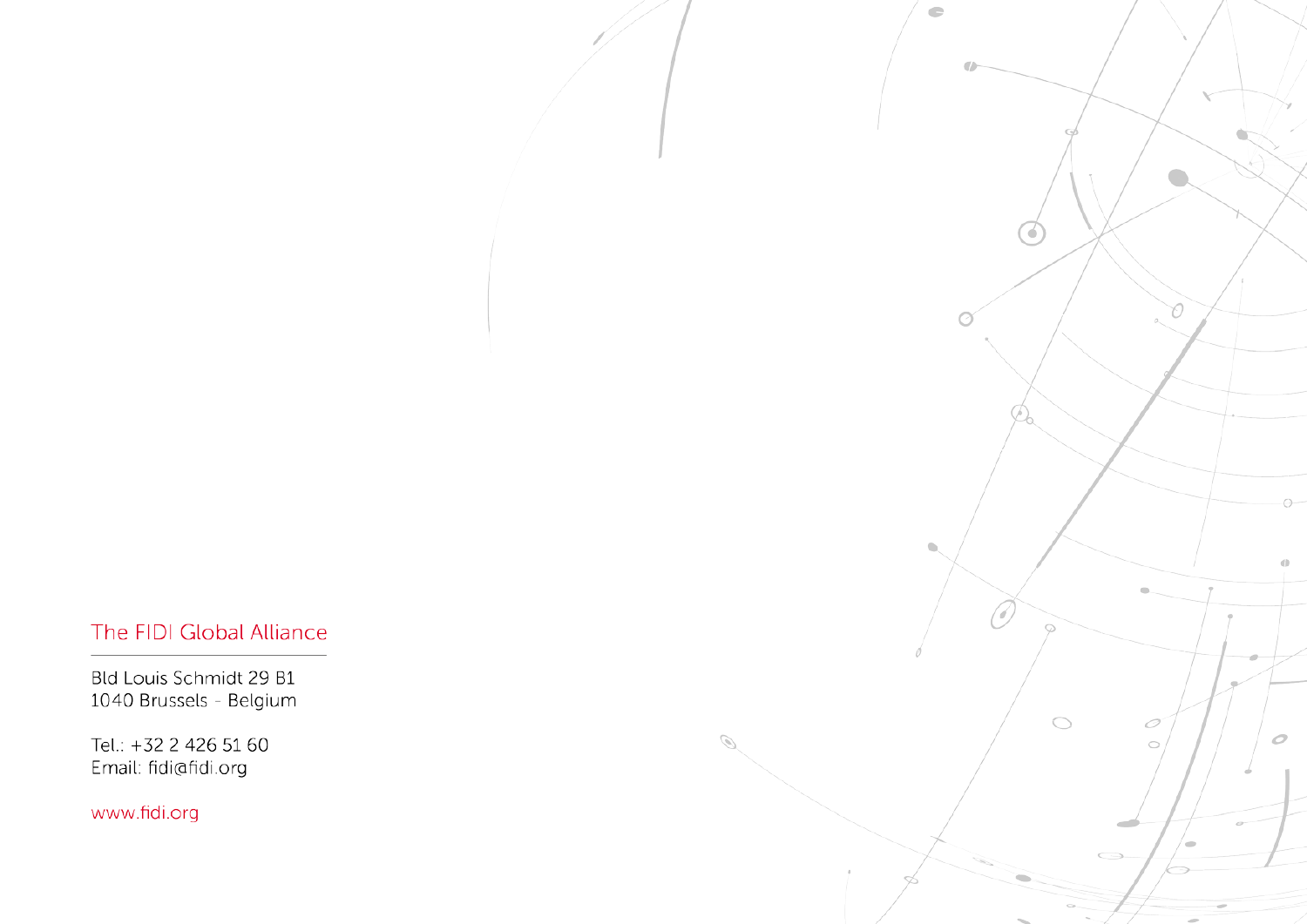The FIDI Global Alliance

Bld Louis Schmidt 29 B1
1040 Brussels - Belgium

Tel.: +32 2 426 51 60
Email: fidi@fidi.org

www.fidi.org